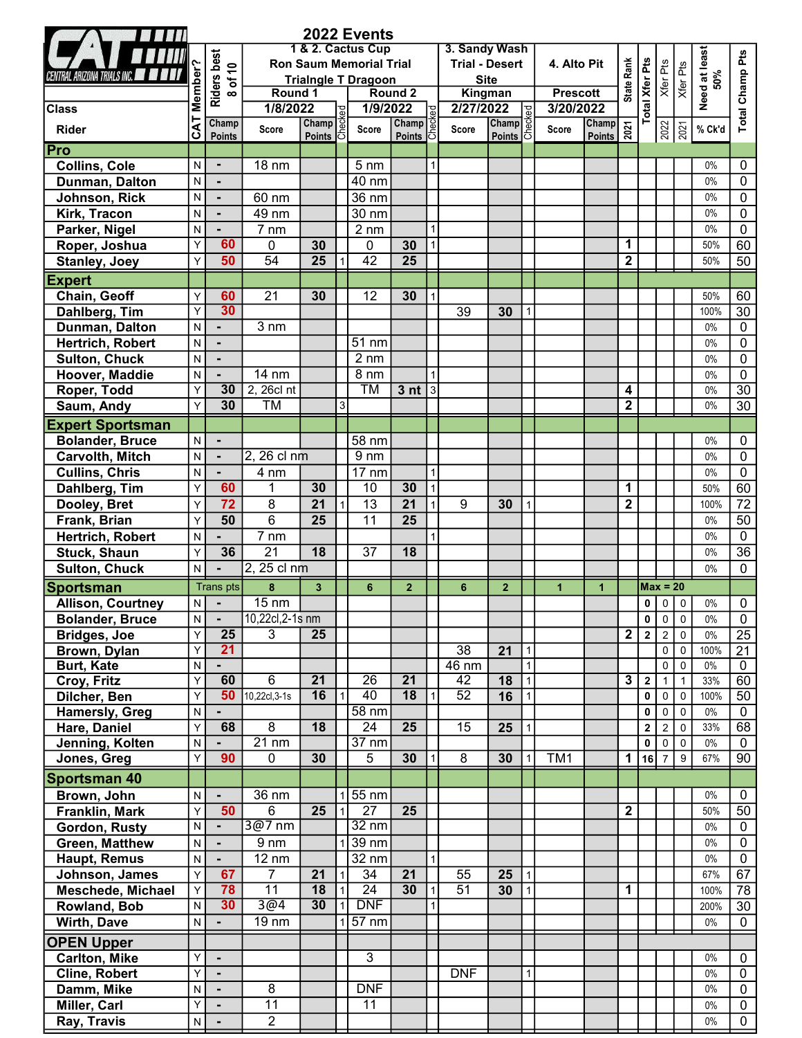# 2022 Events

CAT — CENTRAL ARIZONA TRIALS INC.

| Class / Rider | CAT Member? | Riders best 8 of 10 Champ Points | 1 & 2. Cactus Cup Ron Saum Memorial Trial Trialngle T Dragoon Round 1 1/8/2022 Score | Champ Points | Checked | Round 2 1/9/2022 Score | Champ Points | Checked | 3. Sandy Wash Trial - Desert Site Kingman 2/27/2022 Score | Champ Points | Checked | 4. Alto Pit Prescott 3/20/2022 Score | Champ Points | State Rank 2021 | Total Xfer Pts | Xfer Pts 2022 | Xfer Pts 2021 | Need at least 50% % Ck'd | Total Champ Pts |
|---|---|---|---|---|---|---|---|---|---|---|---|---|---|---|---|---|---|---|---|
| **Pro** | | | | | | | | | | | | | | | | | | | |
| Collins, Cole | N | - | 18 nm | | | 5 nm | | 1 | | | | | | | | | | 0% | 0 |
| Dunman, Dalton | N | - | | | | 40 nm | | | | | | | | | | | | 0% | 0 |
| Johnson, Rick | N | - | 60 nm | | | 36 nm | | | | | | | | | | | | 0% | 0 |
| Kirk, Tracon | N | - | 49 nm | | | 30 nm | | | | | | | | | | | | 0% | 0 |
| Parker, Nigel | N | - | 7 nm | | | 2 nm | | 1 | | | | | | | | | | 0% | 0 |
| Roper, Joshua | Y | 60 | 0 | 30 | | 0 | 30 | 1 | | | | | | 1 | | | | 50% | 60 |
| Stanley, Joey | Y | 50 | 54 | 25 | 1 | 42 | 25 | | | | | | | 2 | | | | 50% | 50 |
| **Expert** | | | | | | | | | | | | | | | | | | | |
| Chain, Geoff | Y | 60 | 21 | 30 | | 12 | 30 | 1 | | | | | | | | | | 50% | 60 |
| Dahlberg, Tim | Y | 30 | | | | | | | 39 | 30 | 1 | | | | | | | 100% | 30 |
| Dunman, Dalton | N | - | 3 nm | | | | | | | | | | | | | | | 0% | 0 |
| Hertrich, Robert | N | - | | | | 51 nm | | | | | | | | | | | | 0% | 0 |
| Sulton, Chuck | N | - | | | | 2 nm | | | | | | | | | | | | 0% | 0 |
| Hoover, Maddie | N | - | 14 nm | | | 8 nm | | 1 | | | | | | | | | | 0% | 0 |
| Roper, Todd | Y | 30 | 2, 26cl nt | | | TM | 3 nt | 3 | | | | | | 4 | | | | 0% | 30 |
| Saum, Andy | Y | 30 | TM | | 3 | | | | | | | | | 2 | | | | 0% | 30 |
| **Expert Sportsman** | | | | | | | | | | | | | | | | | | | |
| Bolander, Bruce | N | - | | | | 58 nm | | | | | | | | | | | | 0% | 0 |
| Carvolth, Mitch | N | - | 2, 26 cl nm | | | 9 nm | | | | | | | | | | | | 0% | 0 |
| Cullins, Chris | N | - | 4 nm | | | 17 nm | | 1 | | | | | | | | | | 0% | 0 |
| Dahlberg, Tim | Y | 60 | 1 | 30 | | 10 | 30 | 1 | | | | | | 1 | | | | 50% | 60 |
| Dooley, Bret | Y | 72 | 8 | 21 | 1 | 13 | 21 | 1 | 9 | 30 | 1 | | | 2 | | | | 100% | 72 |
| Frank, Brian | Y | 50 | 6 | 25 | | 11 | 25 | | | | | | | | | | | 0% | 50 |
| Hertrich, Robert | N | - | 7 nm | | | | | 1 | | | | | | | | | | 0% | 0 |
| Stuck, Shaun | Y | 36 | 21 | 18 | | 37 | 18 | | | | | | | | | | | 0% | 36 |
| Sulton, Chuck | N | - | 2, 25 cl nm | | | | | | | | | | | | | | | 0% | 0 |
| **Sportsman** | Trans pts | | 8 | 3 | | 6 | 2 | | 6 | 2 | | 1 | 1 | Max = 20 | | | | | |
| Allison, Courtney | N | - | 15 nm | | | | | | | | | | | | 0 | 0 | 0 | 0% | 0 |
| Bolander, Bruce | N | - | 10,22cl,2-1s nm | | | | | | | | | | | | 0 | 0 | 0 | 0% | 0 |
| Bridges, Joe | Y | 25 | 3 | 25 | | | | | | | | | | 2 | 2 | 2 | 0 | 0% | 25 |
| Brown, Dylan | Y | 21 | | | | | | | 38 | 21 | 1 | | | | | 0 | 0 | 100% | 21 |
| Burt, Kate | N | - | | | | | | | 46 nm | | 1 | | | | | 0 | 0 | 0% | 0 |
| Croy, Fritz | Y | 60 | 6 | 21 | | 26 | 21 | | 42 | 18 | 1 | | | 3 | 2 | 1 | 1 | 33% | 60 |
| Dilcher, Ben | Y | 50 | 10,22cl,3-1s | 16 | 1 | 40 | 18 | 1 | 52 | 16 | 1 | | | | 0 | 0 | 0 | 100% | 50 |
| Hamersly, Greg | N | - | | | | 58 nm | | | | | | | | | 0 | 0 | 0 | 0% | 0 |
| Hare, Daniel | Y | 68 | 8 | 18 | | 24 | 25 | | 15 | 25 | 1 | | | | 2 | 2 | 0 | 33% | 68 |
| Jenning, Kolten | N | - | 21 nm | | | 37 nm | | | | | | | | | 0 | 0 | 0 | 0% | 0 |
| Jones, Greg | Y | 90 | 0 | 30 | | 5 | 30 | 1 | 8 | 30 | 1 | TM1 | | 1 | 16 | 7 | 9 | 67% | 90 |
| **Sportsman 40** | | | | | | | | | | | | | | | | | | | |
| Brown, John | N | - | 36 nm | | 1 | 55 nm | | | | | | | | | | | | 0% | 0 |
| Franklin, Mark | Y | 50 | 6 | 25 | 1 | 27 | 25 | | | | | | | 2 | | | | 50% | 50 |
| Gordon, Rusty | N | - | 3@7 nm | | | 32 nm | | | | | | | | | | | | 0% | 0 |
| Green, Matthew | N | - | 9 nm | | 1 | 39 nm | | | | | | | | | | | | 0% | 0 |
| Haupt, Remus | N | - | 12 nm | | | 32 nm | | 1 | | | | | | | | | | 0% | 0 |
| Johnson, James | Y | 67 | 7 | 21 | 1 | 34 | 21 | | 55 | 25 | 1 | | | | | | | 67% | 67 |
| Meschede, Michael | Y | 78 | 11 | 18 | 1 | 24 | 30 | 1 | 51 | 30 | 1 | | | 1 | | | | 100% | 78 |
| Rowland, Bob | N | 30 | 3@4 | 30 | 1 | DNF | | 1 | | | | | | | | | | 200% | 30 |
| Wirth, Dave | N | - | 19 nm | | 1 | 57 nm | | | | | | | | | | | | 0% | 0 |
| **OPEN Upper** | | | | | | | | | | | | | | | | | | | |
| Carlton, Mike | Y | - | | | | 3 | | | | | | | | | | | | 0% | 0 |
| Cline, Robert | Y | - | | | | | | | DNF | | 1 | | | | | | | 0% | 0 |
| Damm, Mike | N | - | 8 | | | DNF | | | | | | | | | | | | 0% | 0 |
| Miller, Carl | Y | - | 11 | | | 11 | | | | | | | | | | | | 0% | 0 |
| Ray, Travis | N | - | 2 | | | | | | | | | | | | | | | 0% | 0 |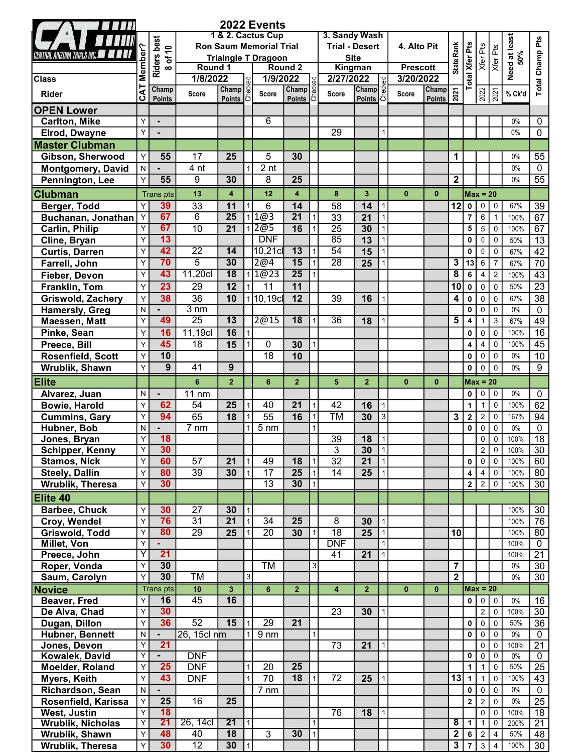## 2022 Events

| Class / Rider | CAT Member? | Riders best 8 of 10 Champ Points | 1 & 2. Cactus Cup Ron Saum Memorial Trial Trialngle T Dragon Round 1 1/8/2022 Score | Champ Points | Checked | Round 2 1/9/2022 Score | Champ Points | Checked | 3. Sandy Wash Trial - Desert Site Kingman 2/27/2022 Score | Champ Points | Checked | 4. Alto Pit Prescott 3/20/2022 Score | Champ Points | State Rank 2021 | Total Xfer Pts | Xfer Pts 2022 | Xfer Pts 2021 | Need at least 50% % Ck'd | Total Champ Pts |
|---|---|---|---|---|---|---|---|---|---|---|---|---|---|---|---|---|---|---|---|
| **OPEN Lower** | | | | | | | | | | | | | | | | | | | |
| Carlton, Mike | Y | - | | | | 6 | | | | | | | | | | | | 0% | 0 |
| Elrod, Dwayne | Y | - | | | | | | | 29 | | 1 | | | | | | | 0% | 0 |
| **Master Clubman** | | | | | | | | | | | | | | | | | | | |
| Gibson, Sherwood | Y | 55 | 17 | 25 | | 5 | 30 | | | | | | | 1 | | | | 0% | 55 |
| Montgomery, David | N | - | 4 nt | | 1 | 2 nt | | | | | | | | | | | | 0% | 0 |
| Pennington, Lee | Y | 55 | 9 | 30 | | 8 | 25 | | | | | | | 2 | | | | 0% | 55 |
| **Clubman** | Trans pts | | 13 | 4 | | 12 | 4 | | 8 | 3 | | 0 | 0 | Max = 20 | | | | | |
| Berger, Todd | Y | 39 | 33 | 11 | 1 | 6 | 14 | | 58 | 14 | 1 | | | 12 | 0 | 0 | 0 | 67% | 39 |
| Buchanan, Jonathan | Y | 67 | 6 | 25 | 1 | 1@3 | 21 | 1 | 33 | 21 | 1 | | | | 7 | 6 | 1 | 100% | 67 |
| Carlin, Philip | Y | 67 | 10 | 21 | 1 | 2@5 | 16 | 1 | 25 | 30 | 1 | | | | 5 | 5 | 0 | 100% | 67 |
| Cline, Bryan | Y | 13 | | | | DNF | | | 85 | 13 | 1 | | | | 0 | 0 | 0 | 50% | 13 |
| Curtis, Darren | Y | 42 | 22 | 14 | | 10,21cl | 13 | 1 | 54 | 15 | 1 | | | | 0 | 0 | 0 | 67% | 42 |
| Farrell, John | Y | 70 | 5 | 30 | | 2@4 | 15 | 1 | 28 | 25 | 1 | | | 3 | 13 | 6 | 7 | 67% | 70 |
| Fieber, Devon | Y | 43 | 11,20cl | 18 | 1 | 1@23 | 25 | 1 | | | | | | 8 | 6 | 4 | 2 | 100% | 43 |
| Franklin, Tom | Y | 23 | 29 | 12 | 1 | 11 | 11 | | | | | | | 10 | 0 | 0 | 0 | 50% | 23 |
| Griswold, Zachery | Y | 38 | 36 | 10 | 1 | 10,19cl | 12 | | 39 | 16 | 1 | | | 4 | 0 | 0 | 0 | 67% | 38 |
| Hamersly, Greg | N | - | 3 nm | | | | | | | | | | | | 0 | 0 | 0 | 0% | 0 |
| Maessen, Matt | Y | 49 | 25 | 13 | | 2@15 | 18 | 1 | 36 | 18 | 1 | | | 5 | 4 | 1 | 3 | 67% | 49 |
| Pinke, Sean | Y | 16 | 11,19cl | 16 | 1 | | | | | | | | | | 0 | 0 | 0 | 100% | 16 |
| Preece, Bill | Y | 45 | 18 | 15 | 1 | 0 | 30 | 1 | | | | | | | 4 | 4 | 0 | 100% | 45 |
| Rosenfield, Scott | Y | 10 | | | | 18 | 10 | | | | | | | | 0 | 0 | 0 | 0% | 10 |
| Wrublik, Shawn | Y | 9 | 41 | 9 | | | | | | | | | | | 0 | 0 | 0 | 0% | 9 |
| **Elite** | | | 6 | 2 | | 6 | 2 | | 5 | 2 | | 0 | 0 | Max = 20 | | | | | |
| Alvarez, Juan | N | - | 11 nm | | | | | | | | | | | | 0 | 0 | 0 | 0% | 0 |
| Bowie, Harold | Y | 62 | 54 | 25 | 1 | 40 | 21 | 1 | 42 | 16 | 1 | | | | 1 | 1 | 0 | 100% | 62 |
| Cummins, Gary | Y | 94 | 65 | 18 | 1 | 55 | 16 | 1 | TM | 30 | 3 | | | 3 | 2 | 2 | 0 | 167% | 94 |
| Hubner, Bob | N | - | 7 nm | | 1 | 5 nm | | 1 | | | | | | | 0 | 0 | 0 | 0% | 0 |
| Jones, Bryan | Y | 18 | | | | | | | 39 | 18 | 1 | | | | | 0 | 0 | 100% | 18 |
| Schipper, Kenny | Y | 30 | | | | | | | 3 | 30 | 1 | | | | | 2 | 0 | 100% | 30 |
| Stamos, Nick | Y | 60 | 57 | 21 | 1 | 49 | 18 | 1 | 32 | 21 | 1 | | | | 0 | 0 | 0 | 100% | 60 |
| Steely, Dallin | Y | 80 | 39 | 30 | 1 | 17 | 25 | 1 | 14 | 25 | 1 | | | | 4 | 4 | 0 | 100% | 80 |
| Wrublik, Theresa | Y | 30 | | | | 13 | 30 | 1 | | | | | | | 2 | 2 | 0 | 100% | 30 |
| **Elite 40** | | | | | | | | | | | | | | | | | | | |
| Barbee, Chuck | Y | 30 | 27 | 30 | 1 | | | | | | | | | | | | | 100% | 30 |
| Croy, Wendel | Y | 76 | 31 | 21 | 1 | 34 | 25 | | 8 | 30 | 1 | | | | | | | 100% | 76 |
| Griswold, Todd | Y | 80 | 29 | 25 | 1 | 20 | 30 | 1 | 18 | 25 | 1 | | | 10 | | | | 100% | 80 |
| Millet, Von | Y | - | | | | | | | DNF | | 1 | | | | | | | 100% | 0 |
| Preece, John | Y | 21 | | | | | | | 41 | 21 | 1 | | | | | | | 100% | 21 |
| Roper, Vonda | Y | 30 | | | | TM | | 3 | | | | | | 7 | | | | 0% | 30 |
| Saum, Carolyn | Y | 30 | TM | | 3 | | | | | | | | | 2 | | | | 0% | 30 |
| **Novice** | Trans pts | | 10 | 3 | | 6 | 2 | | 4 | 2 | | 0 | 0 | Max = 20 | | | | | |
| Beaver, Fred | Y | 16 | 45 | 16 | | | | | | | | | | | 0 | 0 | 0 | 0% | 16 |
| De Alva, Chad | Y | 30 | | | | | | | 23 | 30 | 1 | | | | | 2 | 0 | 100% | 30 |
| Dugan, Dillon | Y | 36 | 52 | 15 | 1 | 29 | 21 | | | | | | | | 0 | 0 | 0 | 50% | 36 |
| Hubner, Bennett | N | - | 26, 15cl nm | | 1 | 9 nm | | 1 | | | | | | | 0 | 0 | 0 | 0% | 0 |
| Jones, Devon | Y | 21 | | | | | | | 73 | 21 | 1 | | | | | 0 | 0 | 100% | 21 |
| Kowalek, David | Y | - | DNF | | | | | | | | | | | | 0 | 0 | 0 | 0% | 0 |
| Moelder, Roland | Y | 25 | DNF | | 1 | 20 | 25 | | | | | | | | 1 | 1 | 0 | 50% | 25 |
| Myers, Keith | Y | 43 | DNF | | 1 | 70 | 18 | 1 | 72 | 25 | 1 | | | 13 | 1 | 1 | 0 | 100% | 43 |
| Richardson, Sean | N | - | | | | 7 nm | | | | | | | | | 0 | 0 | 0 | 0% | 0 |
| Rosenfield, Karissa | Y | 25 | 16 | 25 | | | | | | | | | | | 2 | 2 | 0 | 0% | 25 |
| West, Justin | Y | 18 | | | | | | | 76 | 18 | 1 | | | | | 0 | 0 | 100% | 18 |
| Wrublik, Nicholas | Y | 21 | 26, 14cl | 21 | 1 | | | 1 | | | | | | 8 | 1 | 1 | 0 | 200% | 21 |
| Wrublik, Shawn | Y | 48 | 40 | 18 | | 3 | 30 | 1 | | | | | | 2 | 6 | 2 | 4 | 50% | 48 |
| Wrublik, Theresa | Y | 30 | 12 | 30 | 1 | | | | | | | | | 3 | 7 | 3 | 4 | 100% | 30 |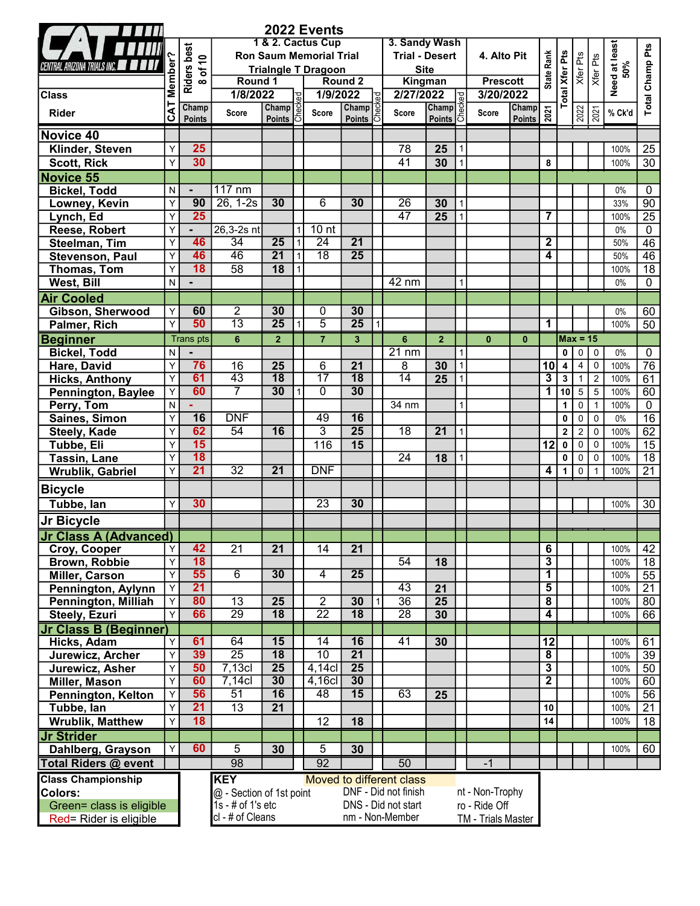# 2022 Events

| Class / Rider | CAT Member? | Riders best 8 of 10 | 1 & 2. Cactus Cup Ron Saum Memorial Trial Trialngle T Dragoon – Round 1 – 1/8/2022 Score | Champ Points | Checked | Round 2 – 1/9/2022 Score | Champ Points | Checked | 3. Sandy Wash Trial - Desert Site – Kingman – 2/27/2022 Score | Champ Points | Checked | 4. Alto Pit – Prescott – 3/20/2022 Score | Champ Points | State Rank 2021 | Total Xfer Pts | Xfer Pts 2022 | Xfer Pts 2021 | Need at least 50% % Ck'd | Total Champ Pts |
|---|---|---|---|---|---|---|---|---|---|---|---|---|---|---|---|---|---|---|---|
| **Novice 40** | | | | | | | | | | | | | | | | | | | |
| Klinder, Steven | Y | 25 | | | | | | | 78 | 25 | 1 | | | | | | | 100% | 25 |
| Scott, Rick | Y | 30 | | | | | | | 41 | 30 | 1 | | | 8 | | | | 100% | 30 |
| **Novice 55** | | | | | | | | | | | | | | | | | | | |
| Bickel, Todd | N | - | 117 nm | | | | | | | | | | | | | | | 0% | 0 |
| Lowney, Kevin | Y | 90 | 26, 1-2s | 30 | | 6 | 30 | | 26 | 30 | 1 | | | | | | | 33% | 90 |
| Lynch, Ed | Y | 25 | | | | | | | 47 | 25 | 1 | | | 7 | | | | 100% | 25 |
| Reese, Robert | Y | - | 26,3-2s nt | | 1 | 10 nt | | | | | | | | | | | | 0% | 0 |
| Steelman, Tim | Y | 46 | 34 | 25 | 1 | 24 | 21 | | | | | | | 2 | | | | 50% | 46 |
| Stevenson, Paul | Y | 46 | 46 | 21 | 1 | 18 | 25 | | | | | | | 4 | | | | 50% | 46 |
| Thomas, Tom | Y | 18 | 58 | 18 | 1 | | | | | | | | | | | | | 100% | 18 |
| West, Bill | N | - | | | | | | | 42 nm | | 1 | | | | | | | 0% | 0 |
| **Air Cooled** | | | | | | | | | | | | | | | | | | | |
| Gibson, Sherwood | Y | 60 | 2 | 30 | | 0 | 30 | | | | | | | | | | | 0% | 60 |
| Palmer, Rich | Y | 50 | 13 | 25 | 1 | 5 | 25 | 1 | | | | | | 1 | | | | 100% | 50 |
| **Beginner** | Trans pts | | 6 | 2 | | 7 | 3 | | 6 | 2 | | 0 | 0 | | Max = 15 | | | | |
| Bickel, Todd | N | - | | | | | | | 21 nm | | 1 | | | | 0 | 0 | 0 | 0% | 0 |
| Hare, David | Y | 76 | 16 | 25 | | 6 | 21 | | 8 | 30 | 1 | | | 10 | 4 | 4 | 0 | 100% | 76 |
| Hicks, Anthony | Y | 61 | 43 | 18 | | 17 | 18 | | 14 | 25 | 1 | | | 3 | 3 | 1 | 2 | 100% | 61 |
| Pennington, Baylee | Y | 60 | 7 | 30 | 1 | 0 | 30 | | | | | | | 1 | 10 | 5 | 5 | 100% | 60 |
| Perry, Tom | N | - | | | | | | | 34 nm | | 1 | | | | 1 | 0 | 1 | 100% | 0 |
| Saines, Simon | Y | 16 | DNF | | | 49 | 16 | | | | | | | | 0 | 0 | 0 | 0% | 16 |
| Steely, Kade | Y | 62 | 54 | 16 | | 3 | 25 | | 18 | 21 | 1 | | | | 2 | 2 | 0 | 100% | 62 |
| Tubbe, Eli | Y | 15 | | | | 116 | 15 | | | | | | | 12 | 0 | 0 | 0 | 100% | 15 |
| Tassin, Lane | Y | 18 | | | | | | | 24 | 18 | 1 | | | | 0 | 0 | 0 | 100% | 18 |
| Wrublik, Gabriel | Y | 21 | 32 | 21 | | DNF | | | | | | | | 4 | 1 | 0 | 1 | 100% | 21 |
| **Bicycle** | | | | | | | | | | | | | | | | | | | |
| Tubbe, Ian | Y | 30 | | | | 23 | 30 | | | | | | | | | | | 100% | 30 |
| **Jr Bicycle** | | | | | | | | | | | | | | | | | | | |
| **Jr Class A (Advanced)** | | | | | | | | | | | | | | | | | | | |
| Croy, Cooper | Y | 42 | 21 | 21 | | 14 | 21 | | | | | | | 6 | | | | 100% | 42 |
| Brown, Robbie | Y | 18 | | | | | | | 54 | 18 | | | | 3 | | | | 100% | 18 |
| Miller, Carson | Y | 55 | 6 | 30 | | 4 | 25 | | | | | | | 1 | | | | 100% | 55 |
| Pennington, Aylynn | Y | 21 | | | | | | | 43 | 21 | | | | 5 | | | | 100% | 21 |
| Pennington, Milliah | Y | 80 | 13 | 25 | | 2 | 30 | 1 | 36 | 25 | | | | 8 | | | | 100% | 80 |
| Steely, Ezuri | Y | 66 | 29 | 18 | | 22 | 18 | | 28 | 30 | | | | 4 | | | | 100% | 66 |
| **Jr Class B (Beginner)** | | | | | | | | | | | | | | | | | | | |
| Hicks, Adam | Y | 61 | 64 | 15 | | 14 | 16 | | 41 | 30 | | | | 12 | | | | 100% | 61 |
| Jurewicz, Archer | Y | 39 | 25 | 18 | | 10 | 21 | | | | | | | 8 | | | | 100% | 39 |
| Jurewicz, Asher | Y | 50 | 7,13cl | 25 | | 4,14cl | 25 | | | | | | | 3 | | | | 100% | 50 |
| Miller, Mason | Y | 60 | 7,14cl | 30 | | 4,16cl | 30 | | | | | | | 2 | | | | 100% | 60 |
| Pennington, Kelton | Y | 56 | 51 | 16 | | 48 | 15 | | 63 | 25 | | | | | | | | 100% | 56 |
| Tubbe, Ian | Y | 21 | 13 | 21 | | | | | | | | | | 10 | | | | 100% | 21 |
| Wrublik, Matthew | Y | 18 | | | | 12 | 18 | | | | | | | 14 | | | | 100% | 18 |
| **Jr Strider** | | | | | | | | | | | | | | | | | | | |
| Dahlberg, Grayson | Y | 60 | 5 | 30 | | 5 | 30 | | | | | | | | | | | 100% | 60 |
| **Total Riders @ event** | | | 98 | | | 92 | | | 50 | | | -1 | | | | | | | |

**Class Championship Colors:**
Green= class is eligible
Red= Rider is eligible

**KEY**
Moved to different class
@ - Section of 1st point
1s - # of 1's etc
cl - # of Cleans
DNF - Did not finish
DNS - Did not start
nm - Non-Member
nt - Non-Trophy
ro - Ride Off
TM - Trials Master